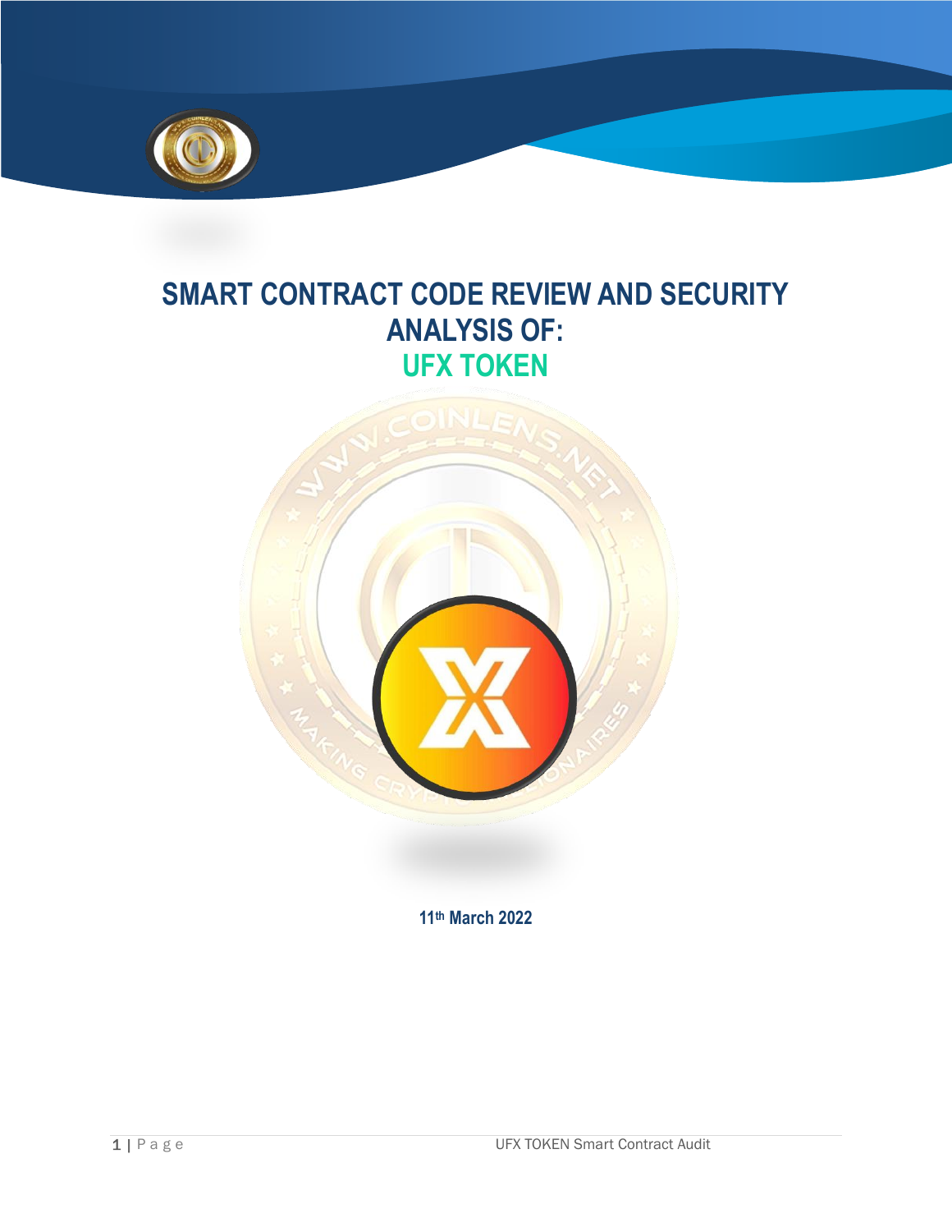# SMART CONTRACT CODE REVIEW AND SECURITY ANALYSIS OF:

# UFX TOKEN

11th March 2022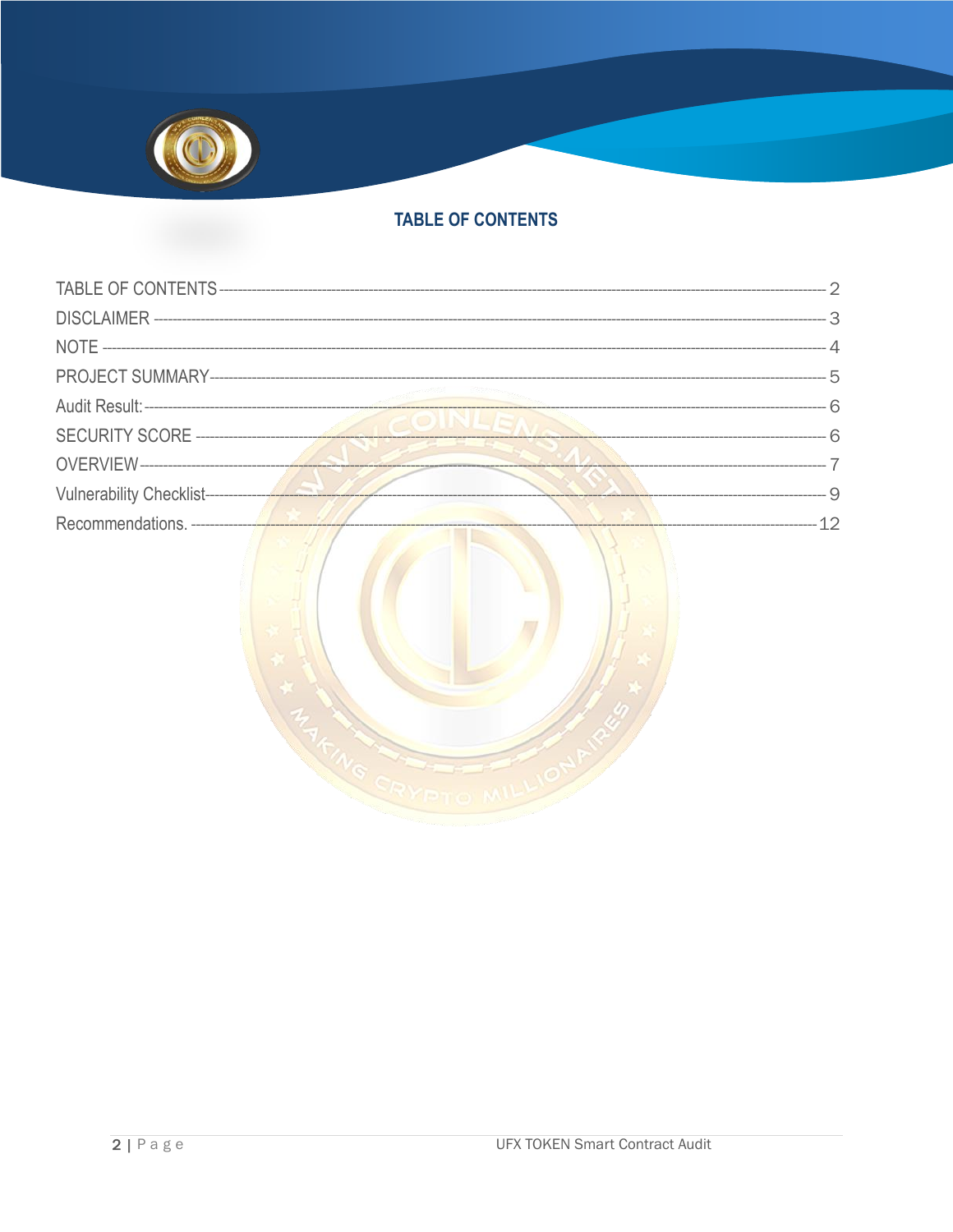## TABLE OF CONTENTS

TABLE OF CONTENTS ---------- 2
DISCLAIMER ---------- 3
NOTE ---------- 4
PROJECT SUMMARY ---------- 5
Audit Result: ---------- 6
SECURITY SCORE ---------- 6
OVERVIEW ---------- 7
Vulnerability Checklist ---------- 9
Recommendations. ---------- 12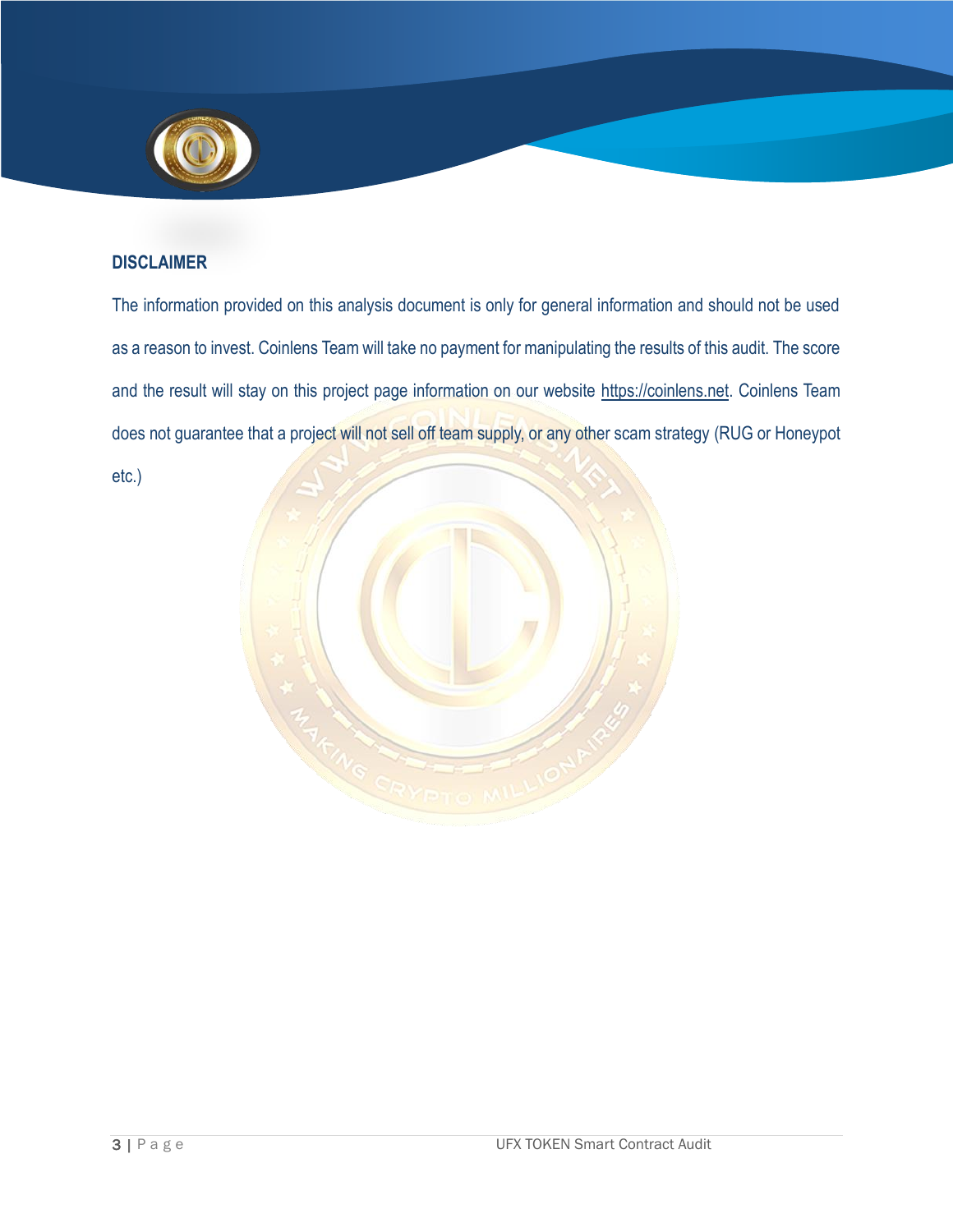## DISCLAIMER

The information provided on this analysis document is only for general information and should not be used as a reason to invest. Coinlens Team will take no payment for manipulating the results of this audit. The score and the result will stay on this project page information on our website https://coinlens.net. Coinlens Team does not guarantee that a project will not sell off team supply, or any other scam strategy (RUG or Honeypot etc.)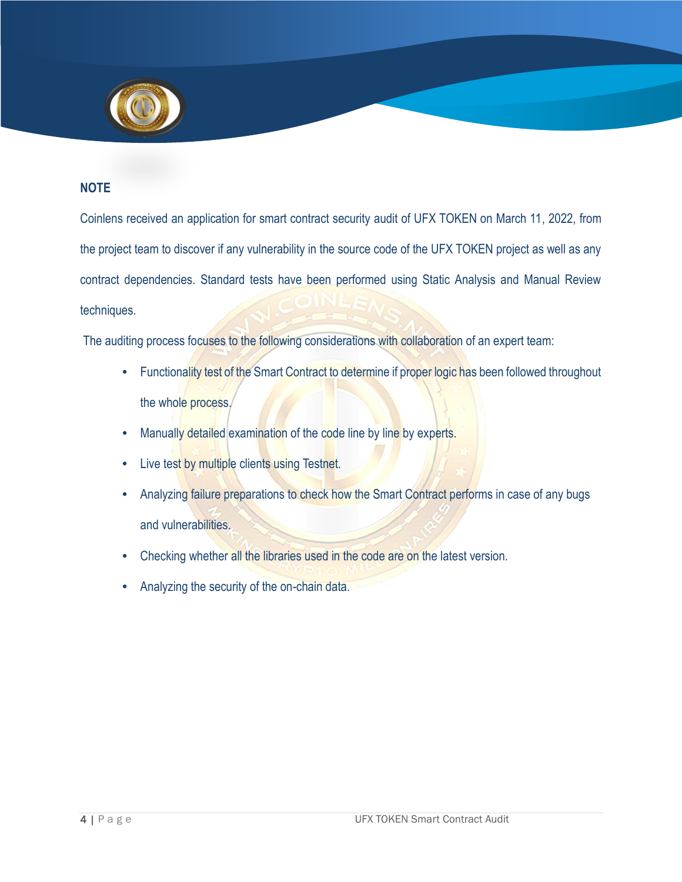## NOTE

Coinlens received an application for smart contract security audit of UFX TOKEN on March 11, 2022, from the project team to discover if any vulnerability in the source code of the UFX TOKEN project as well as any contract dependencies. Standard tests have been performed using Static Analysis and Manual Review techniques.

The auditing process focuses to the following considerations with collaboration of an expert team:

- Functionality test of the Smart Contract to determine if proper logic has been followed throughout the whole process.
- Manually detailed examination of the code line by line by experts.
- Live test by multiple clients using Testnet.
- Analyzing failure preparations to check how the Smart Contract performs in case of any bugs and vulnerabilities.
- Checking whether all the libraries used in the code are on the latest version.
- Analyzing the security of the on-chain data.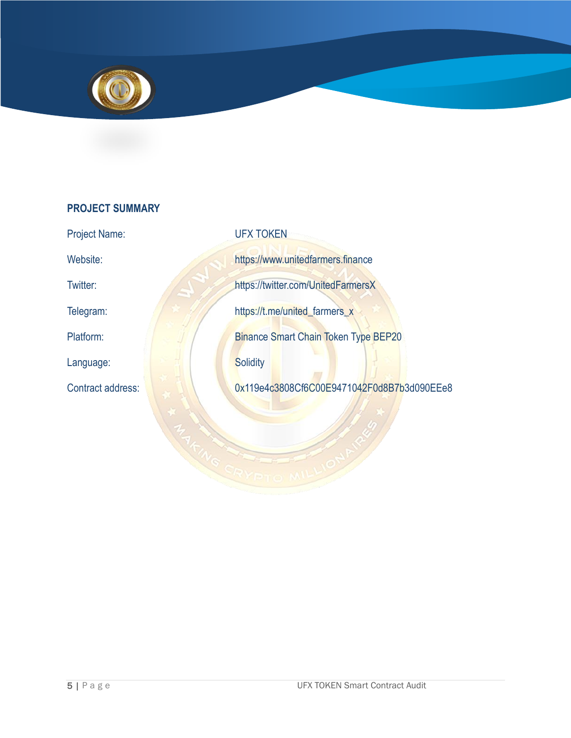## PROJECT SUMMARY

| | |
|---|---|
| Project Name: | UFX TOKEN |
| Website: | https://www.unitedfarmers.finance |
| Twitter: | https://twitter.com/UnitedFarmersX |
| Telegram: | https://t.me/united_farmers_x |
| Platform: | Binance Smart Chain Token Type BEP20 |
| Language: | Solidity |
| Contract address: | 0x119e4c3808Cf6C00E9471042F0d8B7b3d090EEe8 |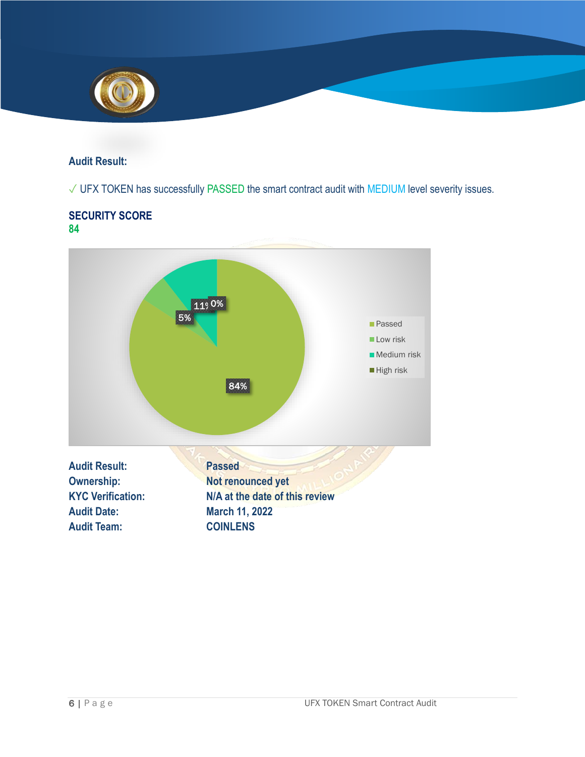**Audit Result:**

✓ UFX TOKEN has successfully PASSED the smart contract audit with MEDIUM level severity issues.

**SECURITY SCORE**
**84**

| | |
|---|---|
| **Audit Result:** | **Passed** |
| **Ownership:** | **Not renounced yet** |
| **KYC Verification:** | **N/A at the date of this review** |
| **Audit Date:** | **March 11, 2022** |
| **Audit Team:** | **COINLENS** |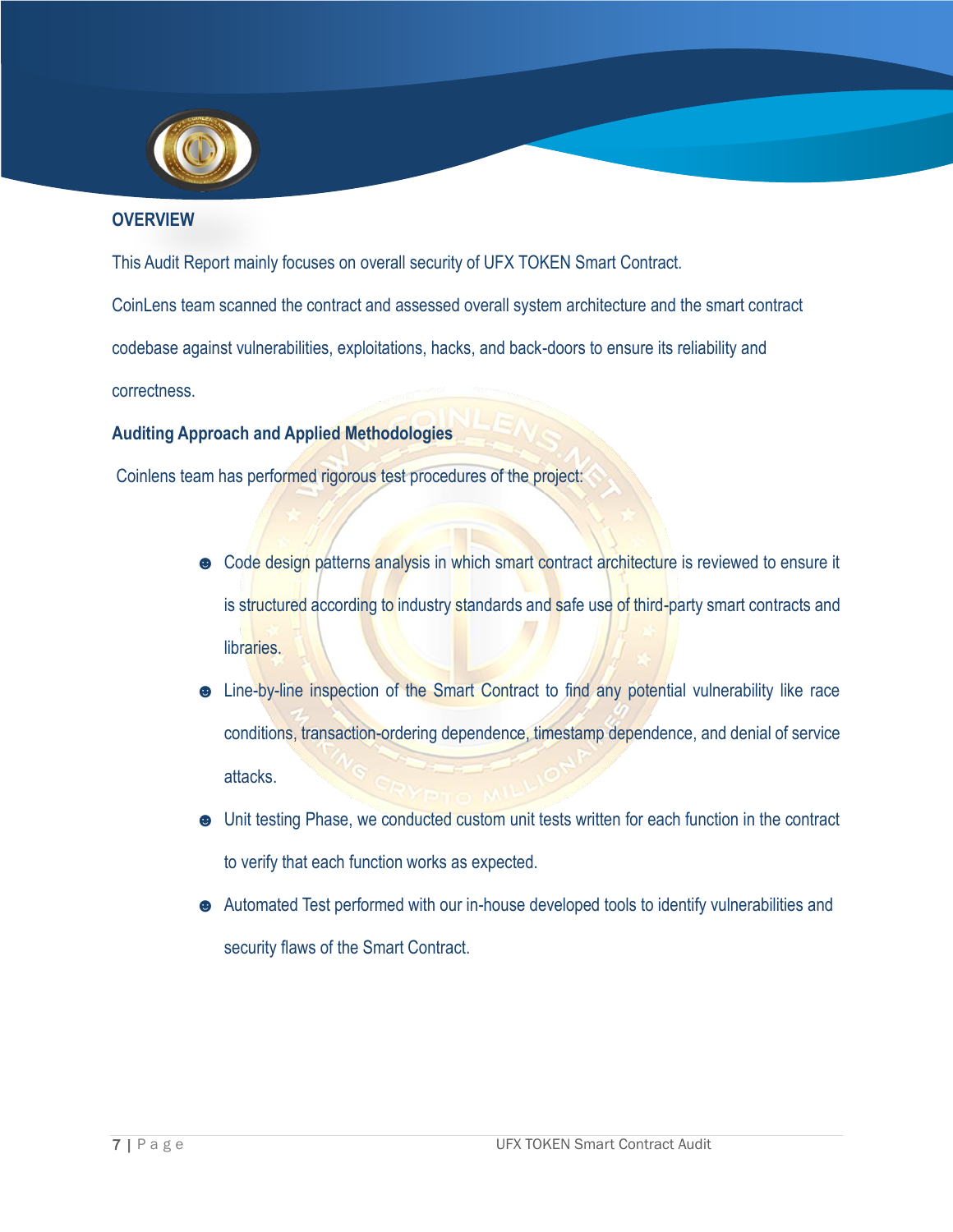## OVERVIEW

This Audit Report mainly focuses on overall security of UFX TOKEN Smart Contract.

CoinLens team scanned the contract and assessed overall system architecture and the smart contract codebase against vulnerabilities, exploitations, hacks, and back-doors to ensure its reliability and correctness.

### Auditing Approach and Applied Methodologies

Coinlens team has performed rigorous test procedures of the project:

- Code design patterns analysis in which smart contract architecture is reviewed to ensure it is structured according to industry standards and safe use of third-party smart contracts and libraries.
- Line-by-line inspection of the Smart Contract to find any potential vulnerability like race conditions, transaction-ordering dependence, timestamp dependence, and denial of service attacks.
- Unit testing Phase, we conducted custom unit tests written for each function in the contract to verify that each function works as expected.
- Automated Test performed with our in-house developed tools to identify vulnerabilities and security flaws of the Smart Contract.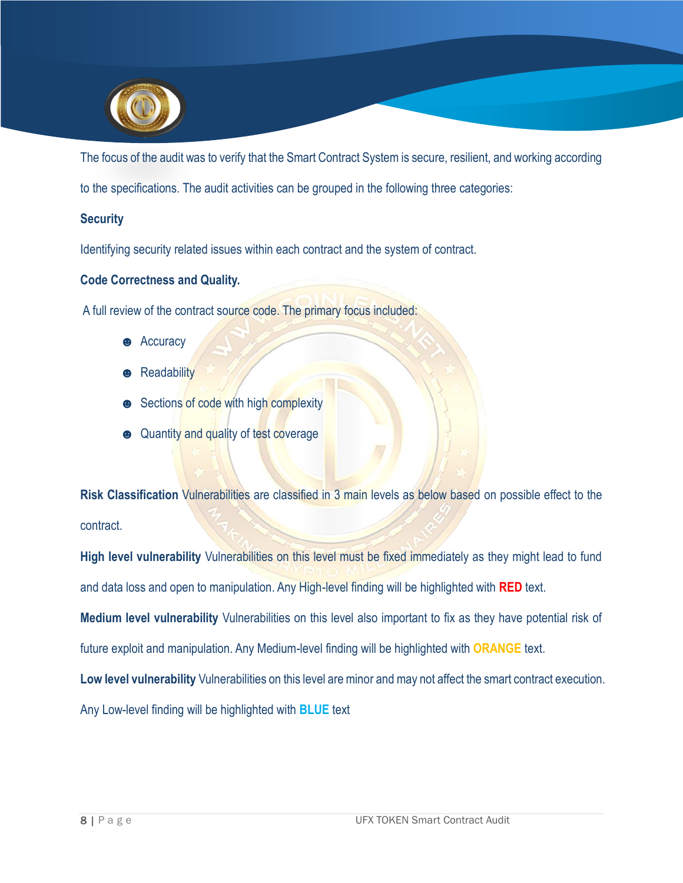The focus of the audit was to verify that the Smart Contract System is secure, resilient, and working according to the specifications. The audit activities can be grouped in the following three categories:

**Security**

Identifying security related issues within each contract and the system of contract.

**Code Correctness and Quality.**

A full review of the contract source code. The primary focus included:

- Accuracy
- Readability
- Sections of code with high complexity
- Quantity and quality of test coverage

**Risk Classification** Vulnerabilities are classified in 3 main levels as below based on possible effect to the contract.

**High level vulnerability** Vulnerabilities on this level must be fixed immediately as they might lead to fund and data loss and open to manipulation. Any High-level finding will be highlighted with **RED** text.

**Medium level vulnerability** Vulnerabilities on this level also important to fix as they have potential risk of future exploit and manipulation. Any Medium-level finding will be highlighted with **ORANGE** text.

**Low level vulnerability** Vulnerabilities on this level are minor and may not affect the smart contract execution. Any Low-level finding will be highlighted with **BLUE** text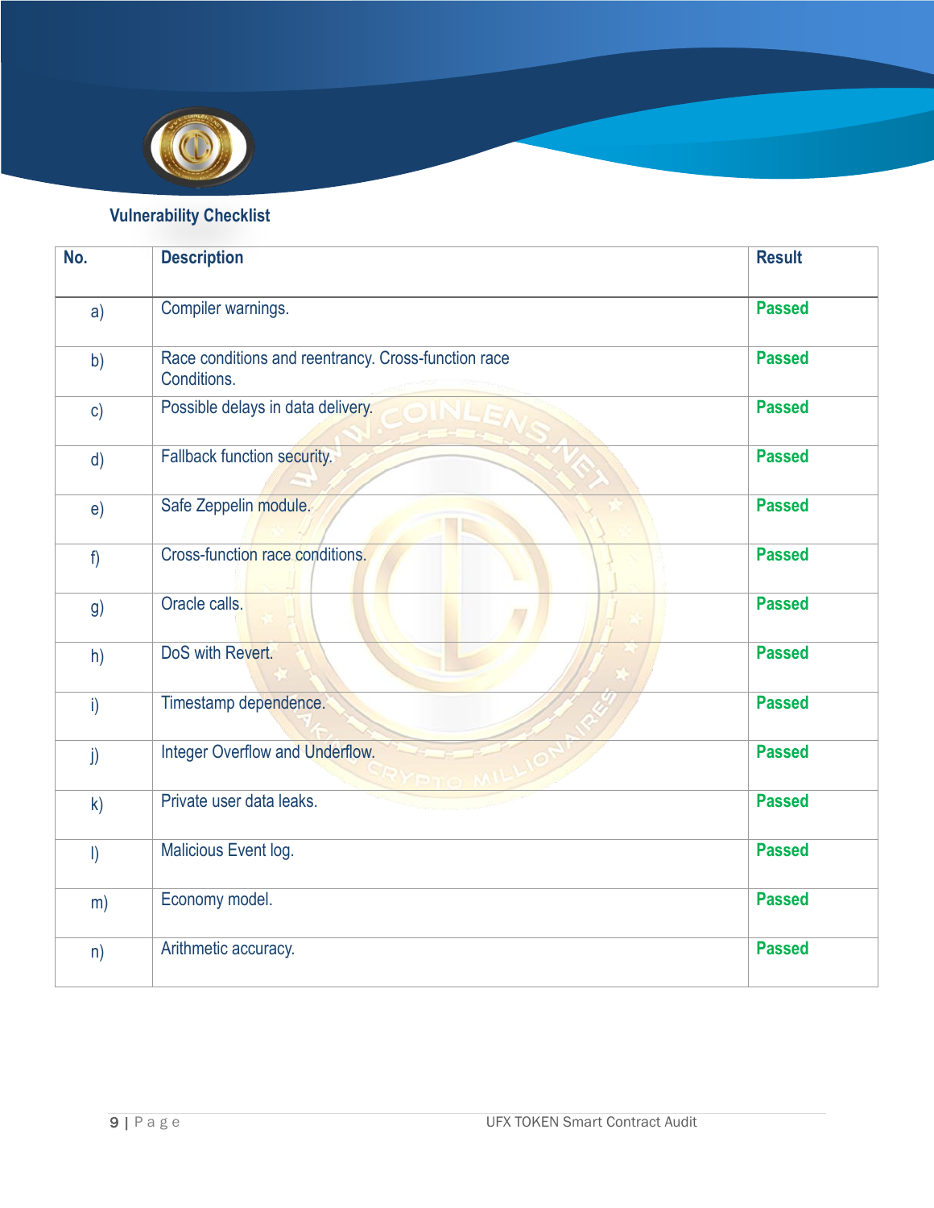### Vulnerability Checklist

| No. | Description | Result |
|---|---|---|
| a) | Compiler warnings. | Passed |
| b) | Race conditions and reentrancy. Cross-function race Conditions. | Passed |
| c) | Possible delays in data delivery. | Passed |
| d) | Fallback function security. | Passed |
| e) | Safe Zeppelin module. | Passed |
| f) | Cross-function race conditions. | Passed |
| g) | Oracle calls. | Passed |
| h) | DoS with Revert. | Passed |
| i) | Timestamp dependence. | Passed |
| j) | Integer Overflow and Underflow. | Passed |
| k) | Private user data leaks. | Passed |
| l) | Malicious Event log. | Passed |
| m) | Economy model. | Passed |
| n) | Arithmetic accuracy. | Passed |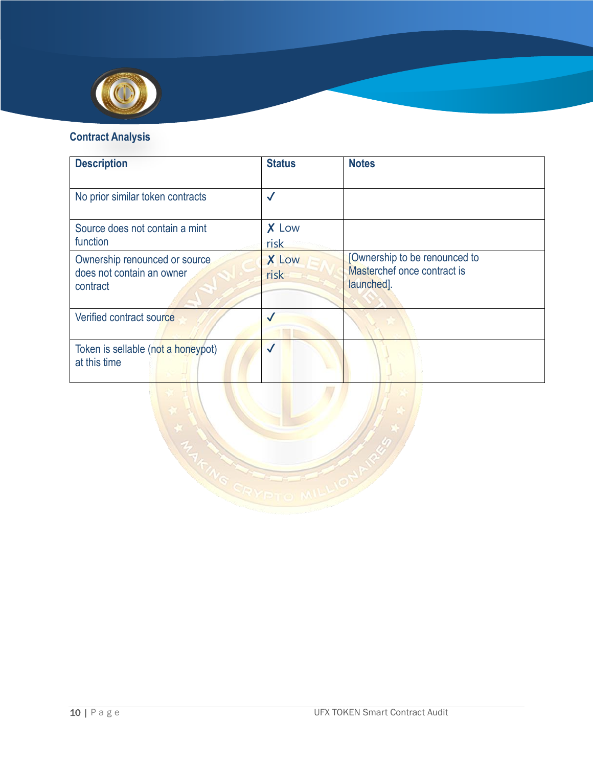## Contract Analysis

| Description | Status | Notes |
|---|---|---|
| No prior similar token contracts | ✓ | |
| Source does not contain a mint function | ✗ Low risk | |
| Ownership renounced or source does not contain an owner contract | ✗ Low risk | [Ownership to be renounced to Masterchef once contract is launched]. |
| Verified contract source | ✓ | |
| Token is sellable (not a honeypot) at this time | ✓ | |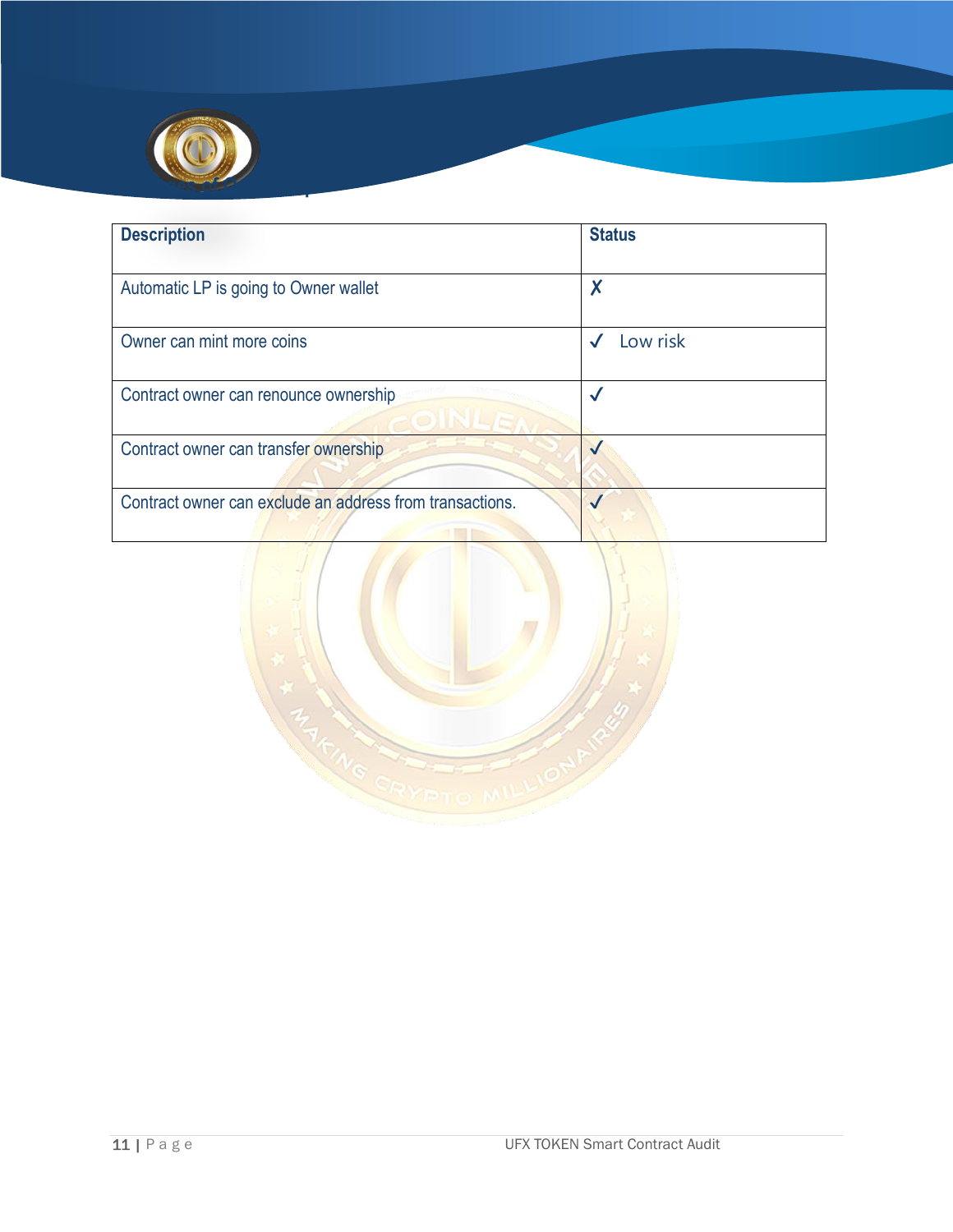| Description | Status |
| --- | --- |
| Automatic LP is going to Owner wallet | ✗ |
| Owner can mint more coins | ✓ Low risk |
| Contract owner can renounce ownership | ✓ |
| Contract owner can transfer ownership | ✓ |
| Contract owner can exclude an address from transactions. | ✓ |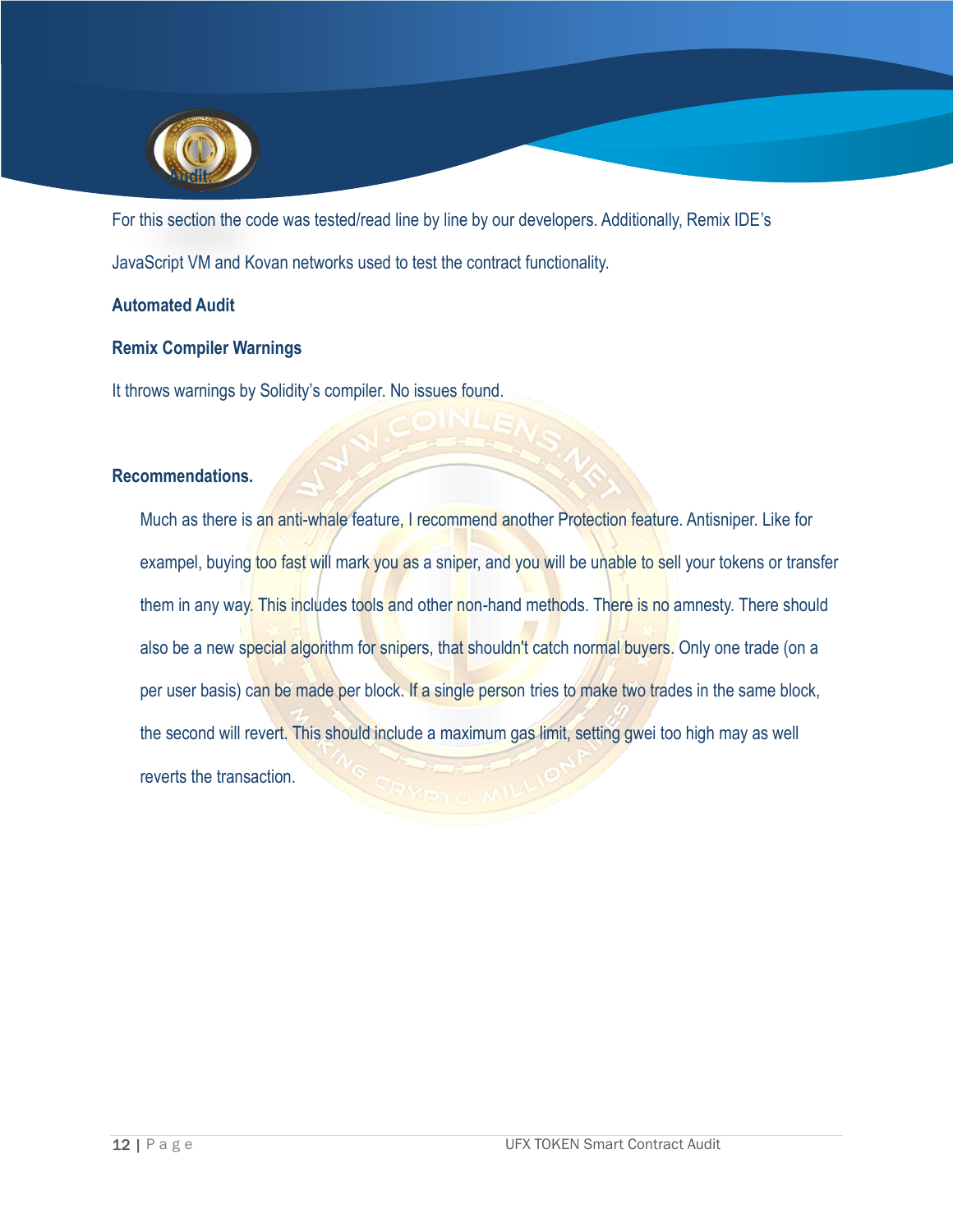For this section the code was tested/read line by line by our developers. Additionally, Remix IDE's JavaScript VM and Kovan networks used to test the contract functionality.

**Automated Audit**

**Remix Compiler Warnings**

It throws warnings by Solidity's compiler. No issues found.

**Recommendations.**

Much as there is an anti-whale feature, I recommend another Protection feature. Antisniper. Like for exampel, buying too fast will mark you as a sniper, and you will be unable to sell your tokens or transfer them in any way. This includes tools and other non-hand methods. There is no amnesty. There should also be a new special algorithm for snipers, that shouldn't catch normal buyers. Only one trade (on a per user basis) can be made per block. If a single person tries to make two trades in the same block, the second will revert. This should include a maximum gas limit, setting gwei too high may as well reverts the transaction.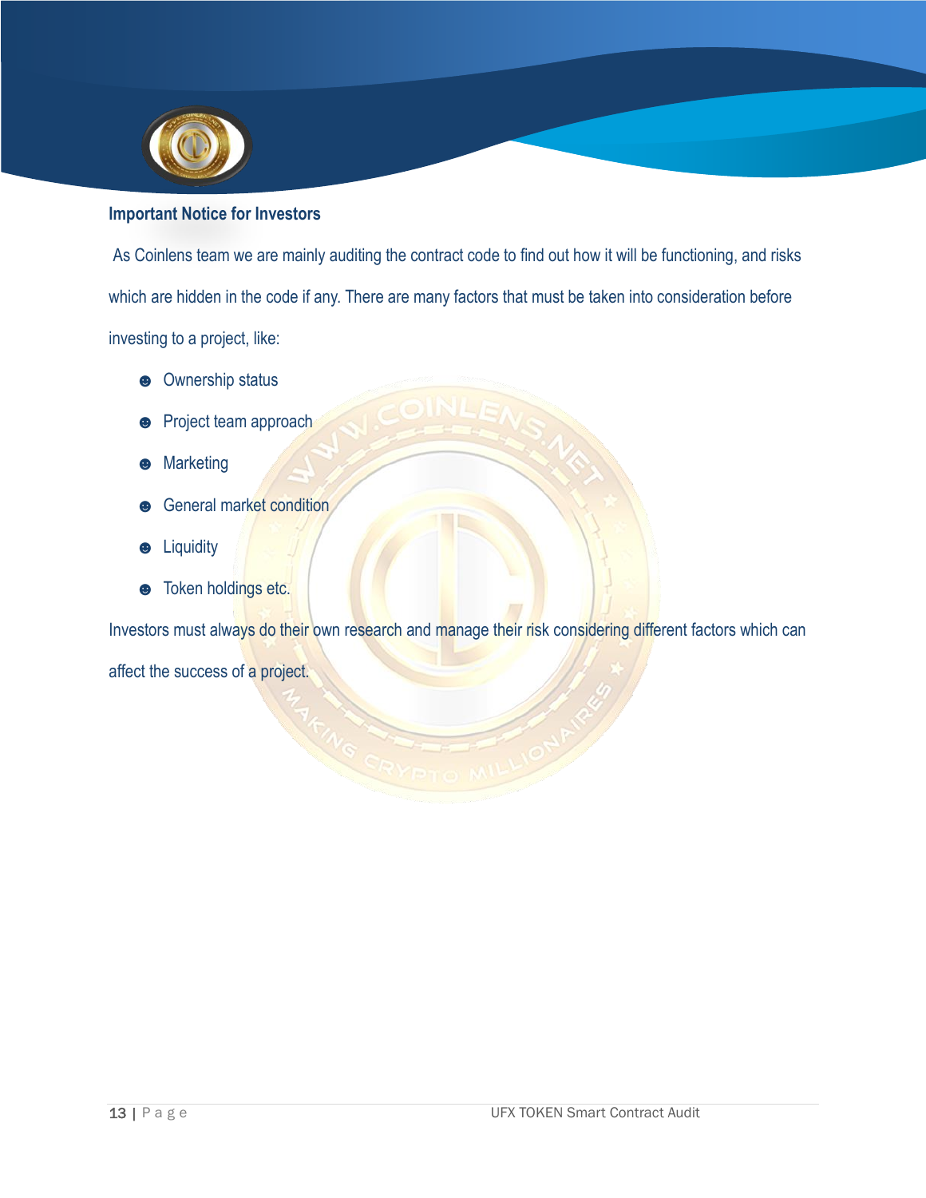## Important Notice for Investors

As Coinlens team we are mainly auditing the contract code to find out how it will be functioning, and risks which are hidden in the code if any. There are many factors that must be taken into consideration before investing to a project, like:

- Ownership status
- Project team approach
- Marketing
- General market condition
- Liquidity
- Token holdings etc.

Investors must always do their own research and manage their risk considering different factors which can affect the success of a project.